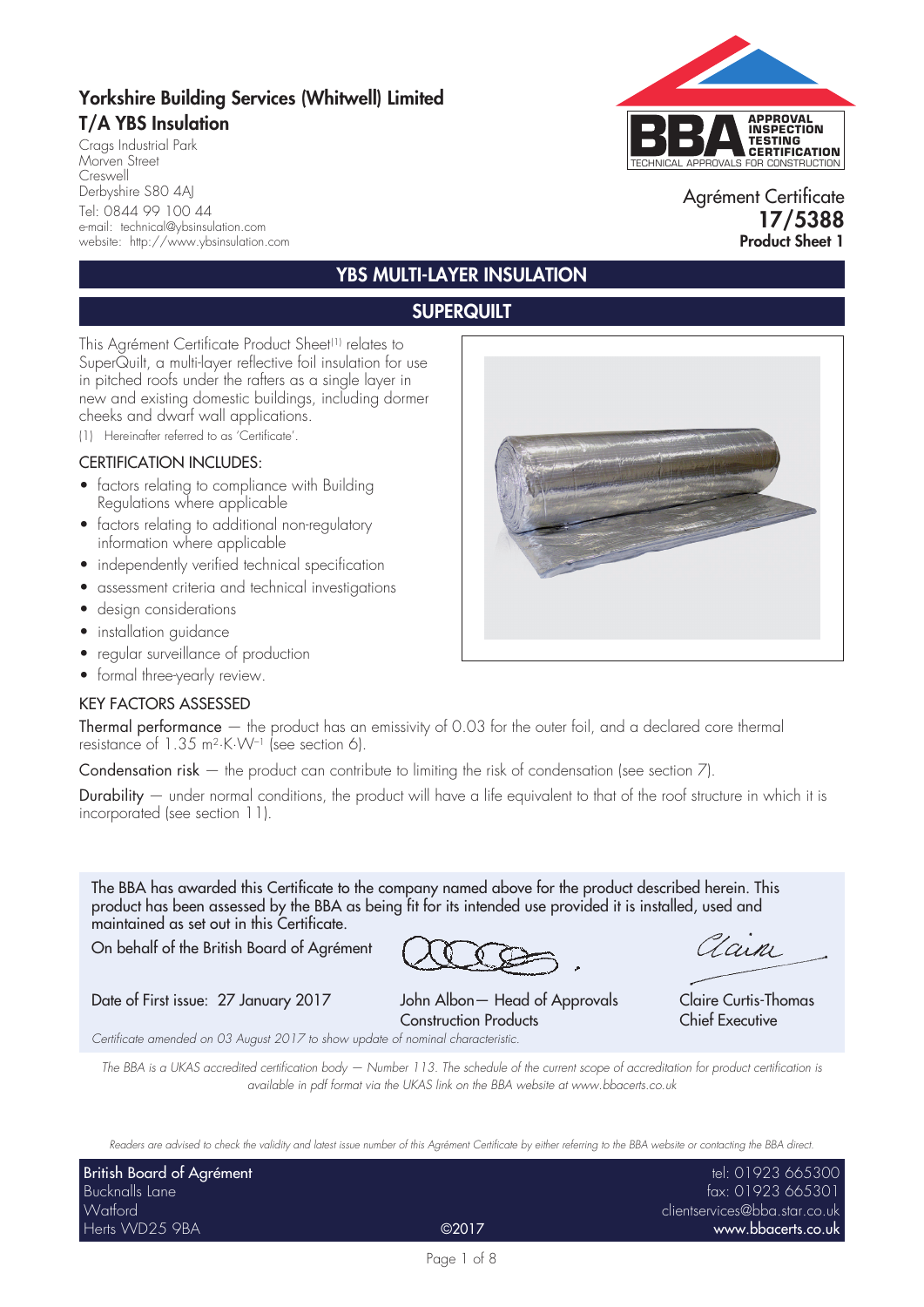# Yorkshire Building Services (Whitwell) Limited
# T/A YBS Insulation

Crags Industrial Park
Morven Street
Creswell
Derbyshire S80 4AJ
Tel: 0844 99 100 44
e-mail: technical@ybsinsulation.com
website: http://www.ybsinsulation.com

Agrément Certificate
**17/5388**
**Product Sheet 1**

## YBS MULTI-LAYER INSULATION

## SUPERQUILT

This Agrément Certificate Product Sheet[1] relates to SuperQuilt, a multi-layer reflective foil insulation for use in pitched roofs under the rafters as a single layer in new and existing domestic buildings, including dormer cheeks and dwarf wall applications.

(1) Hereinafter referred to as 'Certificate'.

### CERTIFICATION INCLUDES:

- factors relating to compliance with Building Regulations where applicable
- factors relating to additional non-regulatory information where applicable
- independently verified technical specification
- assessment criteria and technical investigations
- design considerations
- installation guidance
- regular surveillance of production
- formal three-yearly review.

### KEY FACTORS ASSESSED

**Thermal performance** — the product has an emissivity of 0.03 for the outer foil, and a declared core thermal resistance of 1.35 $m^2{\cdot}K{\cdot}W^{-1}$ (see section 6).

**Condensation risk** — the product can contribute to limiting the risk of condensation (see section 7).

**Durability** — under normal conditions, the product will have a life equivalent to that of the roof structure in which it is incorporated (see section 11).

The BBA has awarded this Certificate to the company named above for the product described herein. This product has been assessed by the BBA as being fit for its intended use provided it is installed, used and maintained as set out in this Certificate.

On behalf of the British Board of Agrément

Date of First issue: 27 January 2017

John Albon— Head of Approvals
Construction Products

Claire Curtis-Thomas
Chief Executive

*Certificate amended on 03 August 2017 to show update of nominal characteristic.*

*The BBA is a UKAS accredited certification body — Number 113. The schedule of the current scope of accreditation for product certification is available in pdf format via the UKAS link on the BBA website at www.bbacerts.co.uk*

*Readers are advised to check the validity and latest issue number of this Agrément Certificate by either referring to the BBA website or contacting the BBA direct.*

British Board of Agrément
Bucknalls Lane
Watford
Herts WD25 9BA

©2017

tel: 01923 665300
fax: 01923 665301
clientservices@bba.star.co.uk
www.bbacerts.co.uk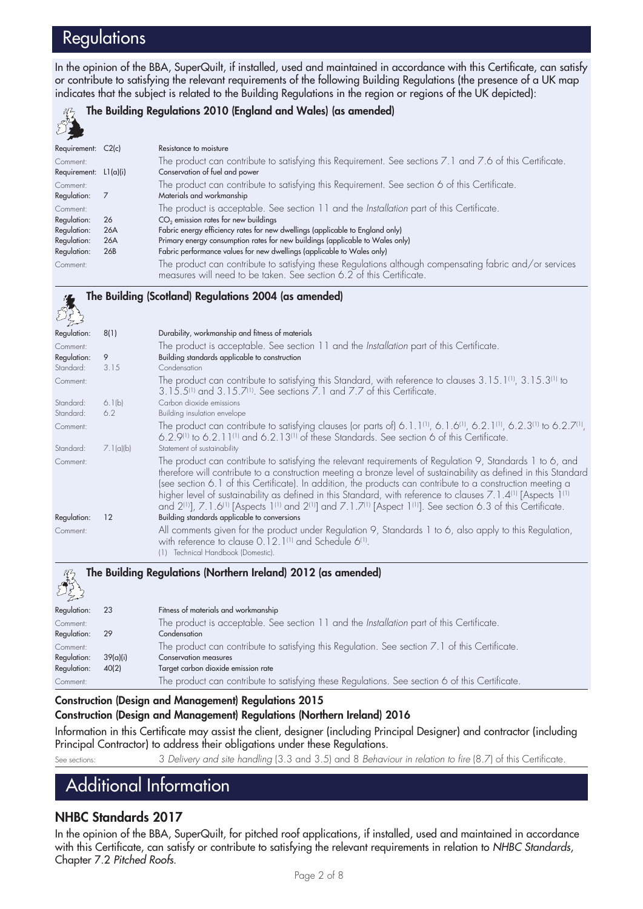# Regulations

In the opinion of the BBA, SuperQuilt, if installed, used and maintained in accordance with this Certificate, can satisfy or contribute to satisfying the relevant requirements of the following Building Regulations (the presence of a UK map indicates that the subject is related to the Building Regulations in the region or regions of the UK depicted):

### The Building Regulations 2010 (England and Wales) (as amended)

| | | |
|---|---|---|
| Requirement: | C2(c) | Resistance to moisture |
| Comment: | | The product can contribute to satisfying this Requirement. See sections 7.1 and 7.6 of this Certificate. |
| Requirement: | L1(a)(i) | Conservation of fuel and power |
| Comment: | | The product can contribute to satisfying this Requirement. See section 6 of this Certificate. |
| Regulation: | 7 | Materials and workmanship |
| Comment: | | The product is acceptable. See section 11 and the *Installation* part of this Certificate. |
| Regulation: | 26 | $CO_2$ emission rates for new buildings |
| Regulation: | 26A | Fabric energy efficiency rates for new dwellings (applicable to England only) |
| Regulation: | 26A | Primary energy consumption rates for new buildings (applicable to Wales only) |
| Regulation: | 26B | Fabric performance values for new dwellings (applicable to Wales only) |
| Comment: | | The product can contribute to satisfying these Regulations although compensating fabric and/or services measures will need to be taken. See section 6.2 of this Certificate. |

### The Building (Scotland) Regulations 2004 (as amended)

| | | |
|---|---|---|
| Regulation: | 8(1) | Durability, workmanship and fitness of materials |
| Comment: | | The product is acceptable. See section 11 and the *Installation* part of this Certificate. |
| Regulation: | 9 | Building standards applicable to construction |
| Standard: | 3.15 | Condensation |
| Comment: | | The product can contribute to satisfying this Standard, with reference to clauses 3.15.1(1), 3.15.3(1) to 3.15.5(1) and 3.15.7(1). See sections 7.1 and 7.7 of this Certificate. |
| Standard: | 6.1(b) | Carbon dioxide emissions |
| Standard: | 6.2 | Building insulation envelope |
| Comment: | | The product can contribute to satisfying clauses (or parts of) 6.1.1(1), 6.1.6(1), 6.2.1(1), 6.2.3(1) to 6.2.7(1), 6.2.9(1) to 6.2.11(1) and 6.2.13(1) of these Standards. See section 6 of this Certificate. |
| Standard: | 7.1(a)(b) | Statement of sustainability |
| Comment: | | The product can contribute to satisfying the relevant requirements of Regulation 9, Standards 1 to 6, and therefore will contribute to a construction meeting a bronze level of sustainability as defined in this Standard (see section 6.1 of this Certificate). In addition, the products can contribute to a construction meeting a higher level of sustainability as defined in this Standard, with reference to clauses 7.1.4(1) [Aspects 1(1) and 2(1)], 7.1.6(1) [Aspects 1(1) and 2(1)] and 7.1.7(1) [Aspect 1(1)]. See section 6.3 of this Certificate. |
| Regulation: | 12 | Building standards applicable to conversions |
| Comment: | | All comments given for the product under Regulation 9, Standards 1 to 6, also apply to this Regulation, with reference to clause 0.12.1(1) and Schedule 6(1). |

(1) Technical Handbook (Domestic).

### The Building Regulations (Northern Ireland) 2012 (as amended)

| | | |
|---|---|---|
| Regulation: | 23 | Fitness of materials and workmanship |
| Comment: | | The product is acceptable. See section 11 and the *Installation* part of this Certificate. |
| Regulation: | 29 | Condensation |
| Comment: | | The product can contribute to satisfying this Regulation. See section 7.1 of this Certificate. |
| Regulation: | 39(a)(i) | Conservation measures |
| Regulation: | 40(2) | Target carbon dioxide emission rate |
| Comment: | | The product can contribute to satisfying these Regulations. See section 6 of this Certificate. |

**Construction (Design and Management) Regulations 2015**
**Construction (Design and Management) Regulations (Northern Ireland) 2016**

Information in this Certificate may assist the client, designer (including Principal Designer) and contractor (including Principal Contractor) to address their obligations under these Regulations.

See sections: 3 *Delivery and site handling* (3.3 and 3.5) and 8 *Behaviour in relation to fire* (8.7) of this Certificate.

# Additional Information

## NHBC Standards 2017

In the opinion of the BBA, SuperQuilt, for pitched roof applications, if installed, used and maintained in accordance with this Certificate, can satisfy or contribute to satisfying the relevant requirements in relation to *NHBC Standards*, Chapter 7.2 *Pitched Roofs*.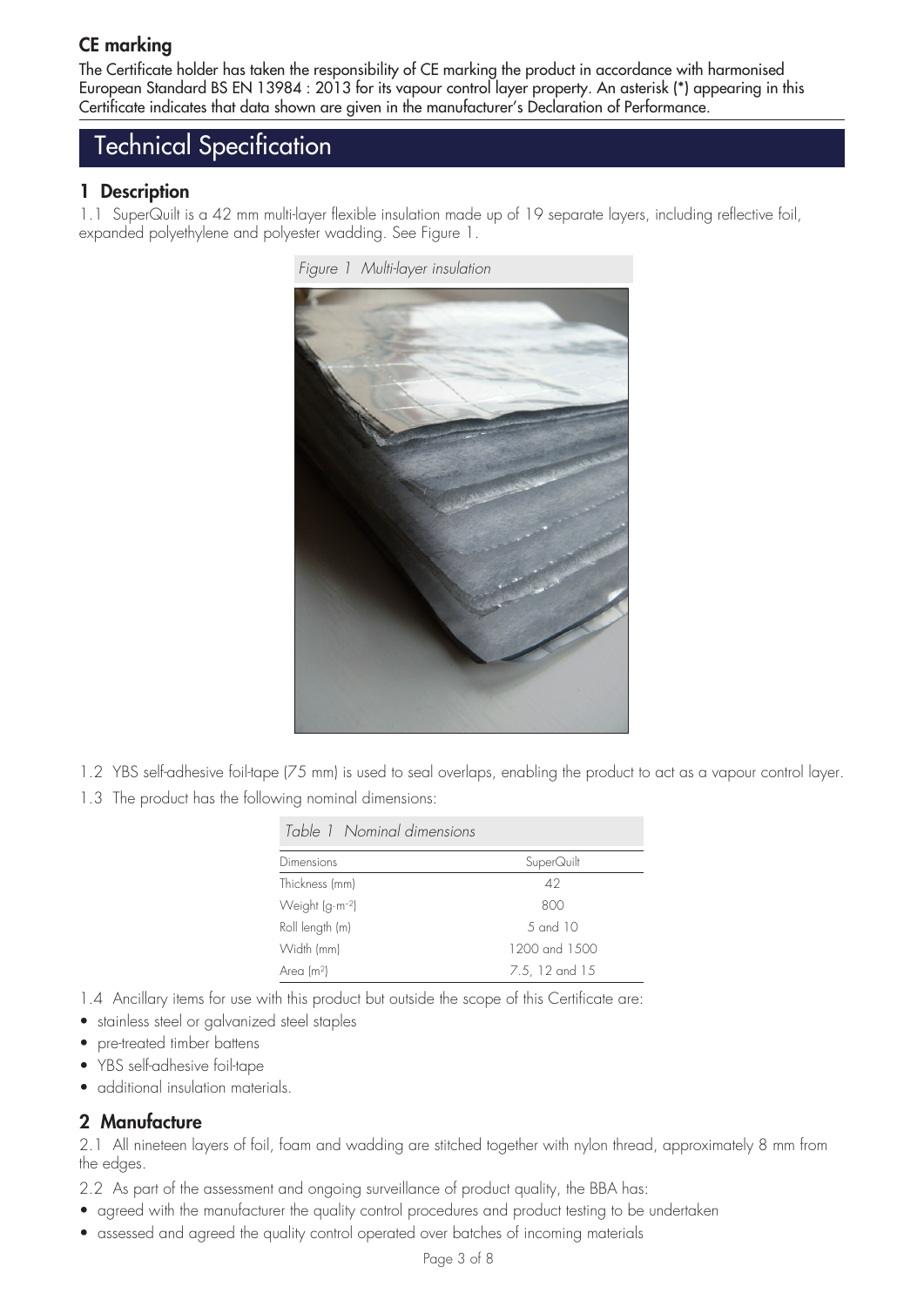## CE marking

The Certificate holder has taken the responsibility of CE marking the product in accordance with harmonised European Standard BS EN 13984 : 2013 for its vapour control layer property. An asterisk (*) appearing in this Certificate indicates that data shown are given in the manufacturer's Declaration of Performance.

# Technical Specification

## 1 Description

1.1 SuperQuilt is a 42 mm multi-layer flexible insulation made up of 19 separate layers, including reflective foil, expanded polyethylene and polyester wadding. See Figure 1.

*Figure 1 Multi-layer insulation*

1.2 YBS self-adhesive foil-tape (75 mm) is used to seal overlaps, enabling the product to act as a vapour control layer.

1.3 The product has the following nominal dimensions:

*Table 1 Nominal dimensions*

| Dimensions | SuperQuilt |
|---|---|
| Thickness (mm) | 42 |
| Weight ($g{\cdot}m^{-2}$) | 800 |
| Roll length (m) | 5 and 10 |
| Width (mm) | 1200 and 1500 |
| Area ($m^2$) | 7.5, 12 and 15 |

1.4 Ancillary items for use with this product but outside the scope of this Certificate are:

- stainless steel or galvanized steel staples
- pre-treated timber battens
- YBS self-adhesive foil-tape
- additional insulation materials.

## 2 Manufacture

2.1 All nineteen layers of foil, foam and wadding are stitched together with nylon thread, approximately 8 mm from the edges.

2.2 As part of the assessment and ongoing surveillance of product quality, the BBA has:

- agreed with the manufacturer the quality control procedures and product testing to be undertaken
- assessed and agreed the quality control operated over batches of incoming materials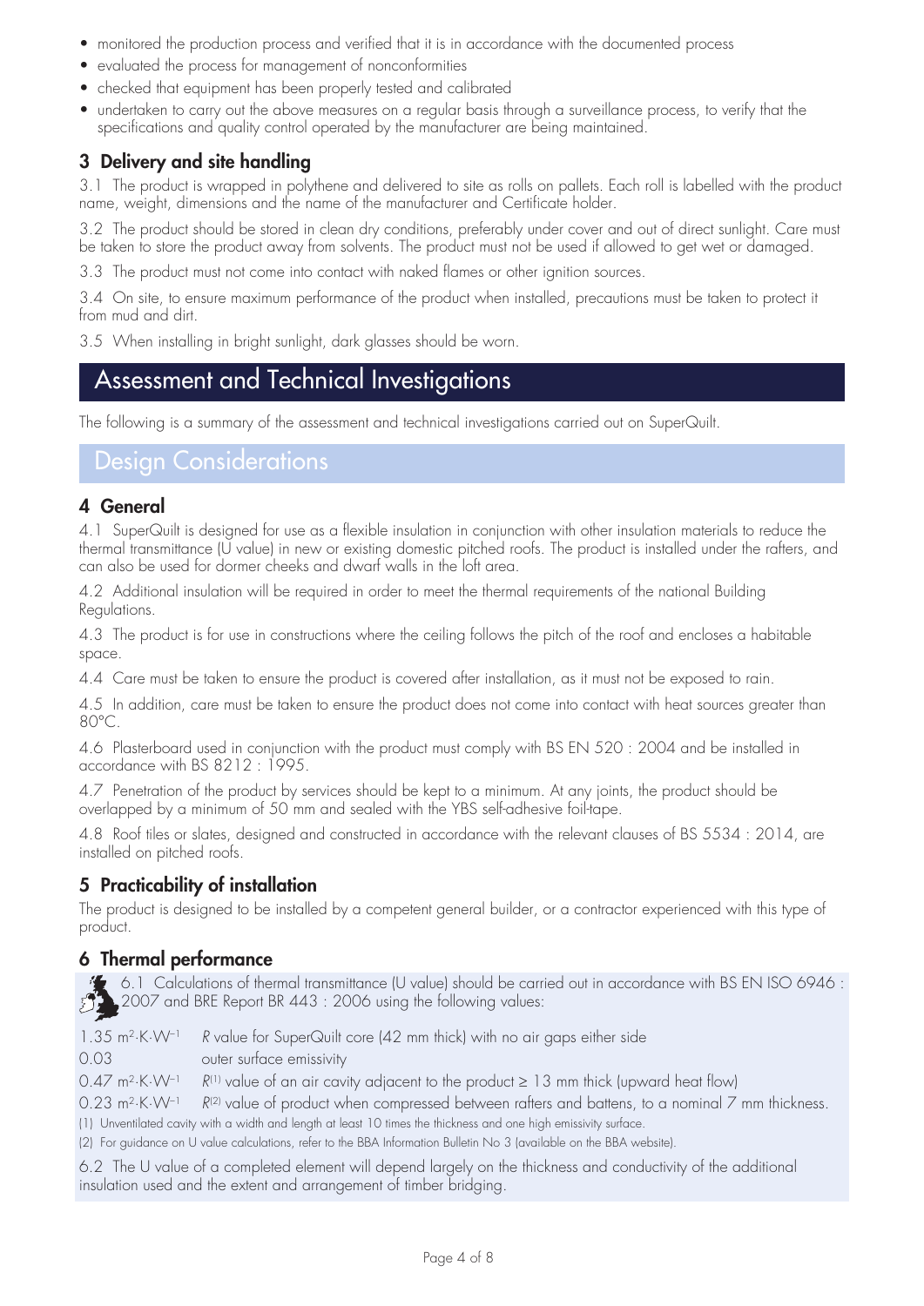- monitored the production process and verified that it is in accordance with the documented process
- evaluated the process for management of nonconformities
- checked that equipment has been properly tested and calibrated
- undertaken to carry out the above measures on a regular basis through a surveillance process, to verify that the specifications and quality control operated by the manufacturer are being maintained.

### 3 Delivery and site handling

3.1 The product is wrapped in polythene and delivered to site as rolls on pallets. Each roll is labelled with the product name, weight, dimensions and the name of the manufacturer and Certificate holder.

3.2 The product should be stored in clean dry conditions, preferably under cover and out of direct sunlight. Care must be taken to store the product away from solvents. The product must not be used if allowed to get wet or damaged.

3.3 The product must not come into contact with naked flames or other ignition sources.

3.4 On site, to ensure maximum performance of the product when installed, precautions must be taken to protect it from mud and dirt.

3.5 When installing in bright sunlight, dark glasses should be worn.

## Assessment and Technical Investigations

The following is a summary of the assessment and technical investigations carried out on SuperQuilt.

## Design Considerations

### 4 General

4.1 SuperQuilt is designed for use as a flexible insulation in conjunction with other insulation materials to reduce the thermal transmittance (U value) in new or existing domestic pitched roofs. The product is installed under the rafters, and can also be used for dormer cheeks and dwarf walls in the loft area.

4.2 Additional insulation will be required in order to meet the thermal requirements of the national Building Regulations.

4.3 The product is for use in constructions where the ceiling follows the pitch of the roof and encloses a habitable space.

4.4 Care must be taken to ensure the product is covered after installation, as it must not be exposed to rain.

4.5 In addition, care must be taken to ensure the product does not come into contact with heat sources greater than 80°C.

4.6 Plasterboard used in conjunction with the product must comply with BS EN 520 : 2004 and be installed in accordance with BS 8212 : 1995.

4.7 Penetration of the product by services should be kept to a minimum. At any joints, the product should be overlapped by a minimum of 50 mm and sealed with the YBS self-adhesive foil-tape.

4.8 Roof tiles or slates, designed and constructed in accordance with the relevant clauses of BS 5534 : 2014, are installed on pitched roofs.

### 5 Practicability of installation

The product is designed to be installed by a competent general builder, or a contractor experienced with this type of product.

### 6 Thermal performance

6.1 Calculations of thermal transmittance (U value) should be carried out in accordance with BS EN ISO 6946 : 2007 and BRE Report BR 443 : 2006 using the following values:

| | |
|---|---|
| 1.35 $m^2 \cdot K \cdot W^{-1}$ | *R* value for SuperQuilt core (42 mm thick) with no air gaps either side |
| 0.03 | outer surface emissivity |
| 0.47 $m^2 \cdot K \cdot W^{-1}$ | *R*[1] value of an air cavity adjacent to the product ≥ 13 mm thick (upward heat flow) |
| 0.23 $m^2 \cdot K \cdot W^{-1}$ | *R*[2] value of product when compressed between rafters and battens, to a nominal 7 mm thickness. |

(1) Unventilated cavity with a width and length at least 10 times the thickness and one high emissivity surface.

(2) For guidance on U value calculations, refer to the BBA Information Bulletin No 3 (available on the BBA website).

6.2 The U value of a completed element will depend largely on the thickness and conductivity of the additional insulation used and the extent and arrangement of timber bridging.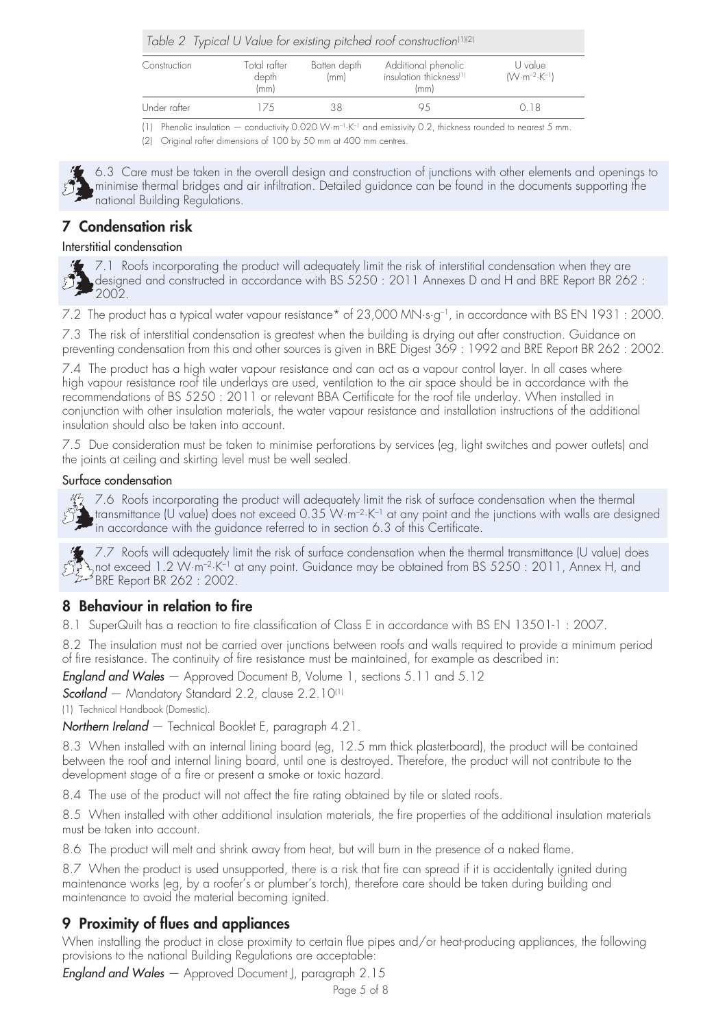*Table 2 Typical U Value for existing pitched roof construction*[1][2]

| Construction | Total rafter depth (mm) | Batten depth (mm) | Additional phenolic insulation thickness[1] (mm) | U value ($W \cdot m^{-2} \cdot K^{-1}$) |
|---|---|---|---|---|
| Under rafter | 175 | 38 | 95 | 0.18 |

(1) Phenolic insulation — conductivity 0.020 $W \cdot m^{-1} \cdot K^{-1}$ and emissivity 0.2, thickness rounded to nearest 5 mm.

(2) Original rafter dimensions of 100 by 50 mm at 400 mm centres.

6.3 Care must be taken in the overall design and construction of junctions with other elements and openings to minimise thermal bridges and air infiltration. Detailed guidance can be found in the documents supporting the national Building Regulations.

## 7 Condensation risk

### Interstitial condensation

7.1 Roofs incorporating the product will adequately limit the risk of interstitial condensation when they are designed and constructed in accordance with BS 5250 : 2011 Annexes D and H and BRE Report BR 262 : 2002.

7.2 The product has a typical water vapour resistance* of 23,000 $MN \cdot s \cdot g^{-1}$, in accordance with BS EN 1931 : 2000.

7.3 The risk of interstitial condensation is greatest when the building is drying out after construction. Guidance on preventing condensation from this and other sources is given in BRE Digest 369 : 1992 and BRE Report BR 262 : 2002.

7.4 The product has a high water vapour resistance and can act as a vapour control layer. In all cases where high vapour resistance roof tile underlays are used, ventilation to the air space should be in accordance with the recommendations of BS 5250 : 2011 or relevant BBA Certificate for the roof tile underlay. When installed in conjunction with other insulation materials, the water vapour resistance and installation instructions of the additional insulation should also be taken into account.

7.5 Due consideration must be taken to minimise perforations by services (eg, light switches and power outlets) and the joints at ceiling and skirting level must be well sealed.

### Surface condensation

7.6 Roofs incorporating the product will adequately limit the risk of surface condensation when the thermal transmittance (U value) does not exceed 0.35 $W \cdot m^{-2} \cdot K^{-1}$ at any point and the junctions with walls are designed in accordance with the guidance referred to in section 6.3 of this Certificate.

7.7 Roofs will adequately limit the risk of surface condensation when the thermal transmittance (U value) does not exceed 1.2 $W \cdot m^{-2} \cdot K^{-1}$ at any point. Guidance may be obtained from BS 5250 : 2011, Annex H, and BRE Report BR 262 : 2002.

## 8 Behaviour in relation to fire

8.1 SuperQuilt has a reaction to fire classification of Class E in accordance with BS EN 13501-1 : 2007.

8.2 The insulation must not be carried over junctions between roofs and walls required to provide a minimum period of fire resistance. The continuity of fire resistance must be maintained, for example as described in:

***England and Wales*** — Approved Document B, Volume 1, sections 5.11 and 5.12

***Scotland*** — Mandatory Standard 2.2, clause 2.2.10[1]

(1) Technical Handbook (Domestic).

***Northern Ireland*** — Technical Booklet E, paragraph 4.21.

8.3 When installed with an internal lining board (eg, 12.5 mm thick plasterboard), the product will be contained between the roof and internal lining board, until one is destroyed. Therefore, the product will not contribute to the development stage of a fire or present a smoke or toxic hazard.

8.4 The use of the product will not affect the fire rating obtained by tile or slated roofs.

8.5 When installed with other additional insulation materials, the fire properties of the additional insulation materials must be taken into account.

8.6 The product will melt and shrink away from heat, but will burn in the presence of a naked flame.

8.7 When the product is used unsupported, there is a risk that fire can spread if it is accidentally ignited during maintenance works (eg, by a roofer's or plumber's torch), therefore care should be taken during building and maintenance to avoid the material becoming ignited.

## 9 Proximity of flues and appliances

When installing the product in close proximity to certain flue pipes and/or heat-producing appliances, the following provisions to the national Building Regulations are acceptable:

***England and Wales*** — Approved Document J, paragraph 2.15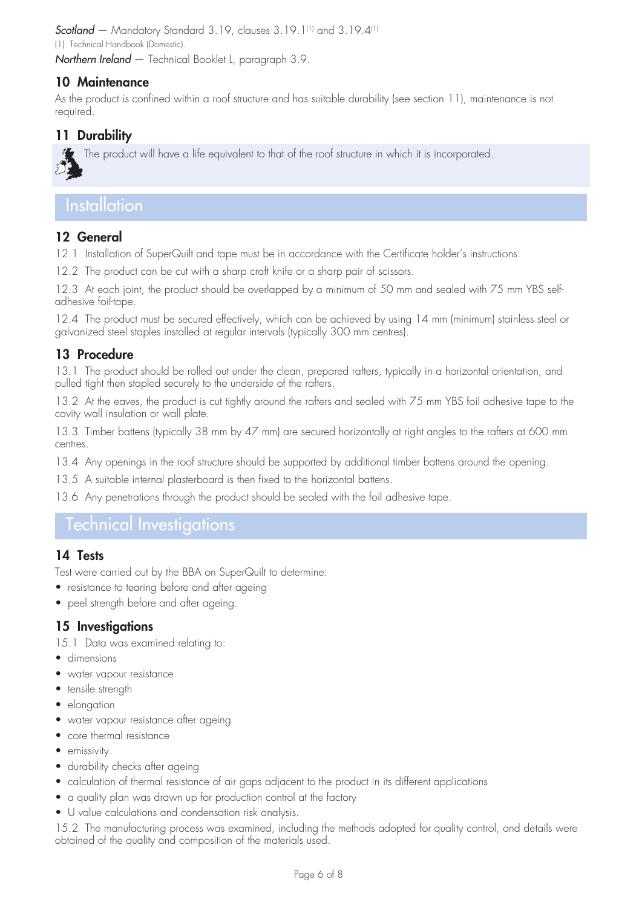*Scotland* — Mandatory Standard 3.19, clauses 3.19.1[1] and 3.19.4[1]

(1) Technical Handbook (Domestic).

*Northern Ireland* — Technical Booklet L, paragraph 3.9.

## 10 Maintenance

As the product is confined within a roof structure and has suitable durability (see section 11), maintenance is not required.

## 11 Durability

The product will have a life equivalent to that of the roof structure in which it is incorporated.

# Installation

## 12 General

12.1 Installation of SuperQuilt and tape must be in accordance with the Certificate holder's instructions.

12.2 The product can be cut with a sharp craft knife or a sharp pair of scissors.

12.3 At each joint, the product should be overlapped by a minimum of 50 mm and sealed with 75 mm YBS self-adhesive foil-tape.

12.4 The product must be secured effectively, which can be achieved by using 14 mm (minimum) stainless steel or galvanized steel staples installed at regular intervals (typically 300 mm centres).

## 13 Procedure

13.1 The product should be rolled out under the clean, prepared rafters, typically in a horizontal orientation, and pulled tight then stapled securely to the underside of the rafters.

13.2 At the eaves, the product is cut tightly around the rafters and sealed with 75 mm YBS foil adhesive tape to the cavity wall insulation or wall plate.

13.3 Timber battens (typically 38 mm by 47 mm) are secured horizontally at right angles to the rafters at 600 mm centres.

13.4 Any openings in the roof structure should be supported by additional timber battens around the opening.

13.5 A suitable internal plasterboard is then fixed to the horizontal battens.

13.6 Any penetrations through the product should be sealed with the foil adhesive tape.

# Technical Investigations

## 14 Tests

Test were carried out by the BBA on SuperQuilt to determine:

- resistance to tearing before and after ageing
- peel strength before and after ageing.

## 15 Investigations

15.1 Data was examined relating to:

- dimensions
- water vapour resistance
- tensile strength
- elongation
- water vapour resistance after ageing
- core thermal resistance
- emissivity
- durability checks after ageing
- calculation of thermal resistance of air gaps adjacent to the product in its different applications
- a quality plan was drawn up for production control at the factory
- U value calculations and condensation risk analysis.

15.2 The manufacturing process was examined, including the methods adopted for quality control, and details were obtained of the quality and composition of the materials used.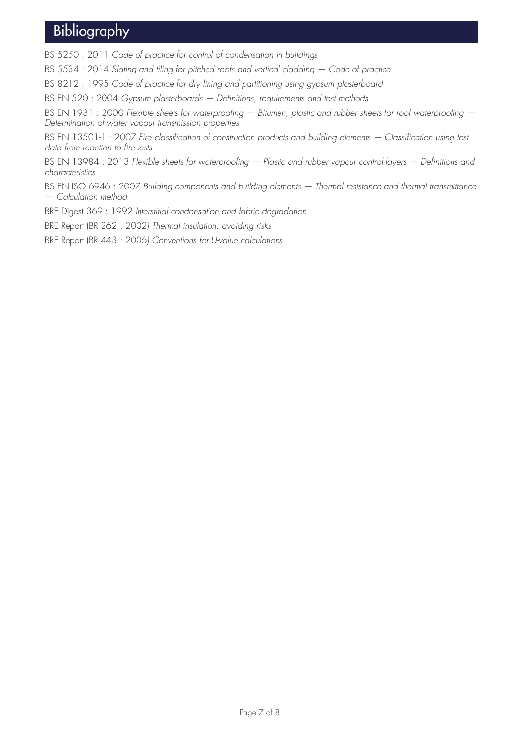# Bibliography

BS 5250 : 2011 *Code of practice for control of condensation in buildings*

BS 5534 : 2014 *Slating and tiling for pitched roofs and vertical cladding — Code of practice*

BS 8212 : 1995 *Code of practice for dry lining and partitioning using gypsum plasterboard*

BS EN 520 : 2004 *Gypsum plasterboards — Definitions, requirements and test methods*

BS EN 1931 : 2000 *Flexible sheets for waterproofing — Bitumen, plastic and rubber sheets for roof waterproofing — Determination of water vapour transmission properties*

BS EN 13501-1 : 2007 *Fire classification of construction products and building elements — Classification using test data from reaction to fire tests*

BS EN 13984 : 2013 *Flexible sheets for waterproofing — Plastic and rubber vapour control layers — Definitions and characteristics*

BS EN ISO 6946 : 2007 *Building components and building elements — Thermal resistance and thermal transmittance — Calculation method*

BRE Digest 369 : 1992 *Interstitial condensation and fabric degradation*

BRE Report (BR 262 : 2002) *Thermal insulation: avoiding risks*

BRE Report (BR 443 : 2006) *Conventions for U-value calculations*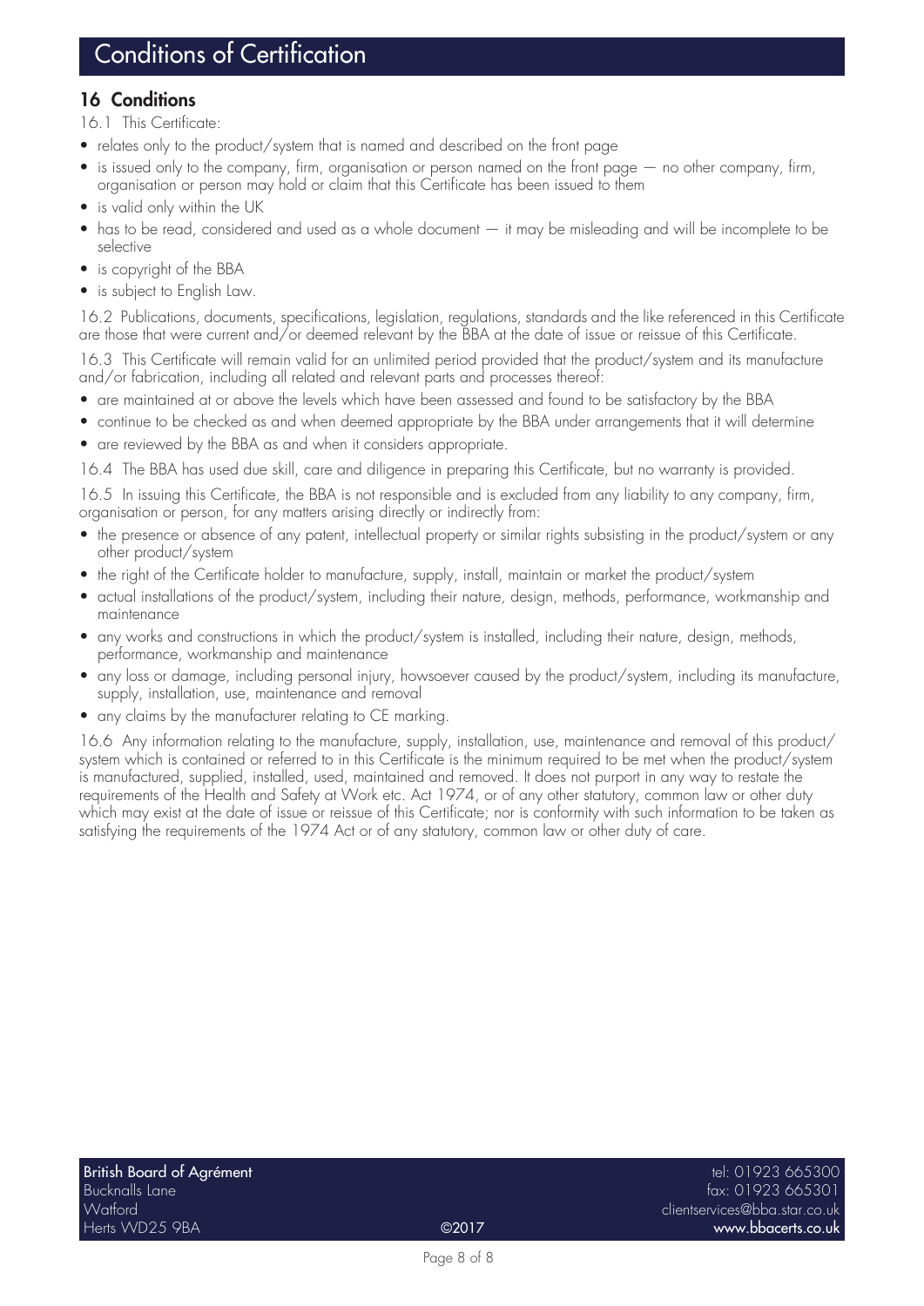# Conditions of Certification

## 16 Conditions

16.1 This Certificate:

- relates only to the product/system that is named and described on the front page
- is issued only to the company, firm, organisation or person named on the front page — no other company, firm, organisation or person may hold or claim that this Certificate has been issued to them
- is valid only within the UK
- has to be read, considered and used as a whole document — it may be misleading and will be incomplete to be selective
- is copyright of the BBA
- is subject to English Law.

16.2 Publications, documents, specifications, legislation, regulations, standards and the like referenced in this Certificate are those that were current and/or deemed relevant by the BBA at the date of issue or reissue of this Certificate.

16.3 This Certificate will remain valid for an unlimited period provided that the product/system and its manufacture and/or fabrication, including all related and relevant parts and processes thereof:

- are maintained at or above the levels which have been assessed and found to be satisfactory by the BBA
- continue to be checked as and when deemed appropriate by the BBA under arrangements that it will determine
- are reviewed by the BBA as and when it considers appropriate.

16.4 The BBA has used due skill, care and diligence in preparing this Certificate, but no warranty is provided.

16.5 In issuing this Certificate, the BBA is not responsible and is excluded from any liability to any company, firm, organisation or person, for any matters arising directly or indirectly from:

- the presence or absence of any patent, intellectual property or similar rights subsisting in the product/system or any other product/system
- the right of the Certificate holder to manufacture, supply, install, maintain or market the product/system
- actual installations of the product/system, including their nature, design, methods, performance, workmanship and maintenance
- any works and constructions in which the product/system is installed, including their nature, design, methods, performance, workmanship and maintenance
- any loss or damage, including personal injury, howsoever caused by the product/system, including its manufacture, supply, installation, use, maintenance and removal
- any claims by the manufacturer relating to CE marking.

16.6 Any information relating to the manufacture, supply, installation, use, maintenance and removal of this product/system which is contained or referred to in this Certificate is the minimum required to be met when the product/system is manufactured, supplied, installed, used, maintained and removed. It does not purport in any way to restate the requirements of the Health and Safety at Work etc. Act 1974, or of any other statutory, common law or other duty which may exist at the date of issue or reissue of this Certificate; nor is conformity with such information to be taken as satisfying the requirements of the 1974 Act or of any statutory, common law or other duty of care.

**British Board of Agrément**
Bucknalls Lane
Watford
Herts WD25 9BA

©2017

tel: 01923 665300
fax: 01923 665301
clientservices@bba.star.co.uk
**www.bbacerts.co.uk**